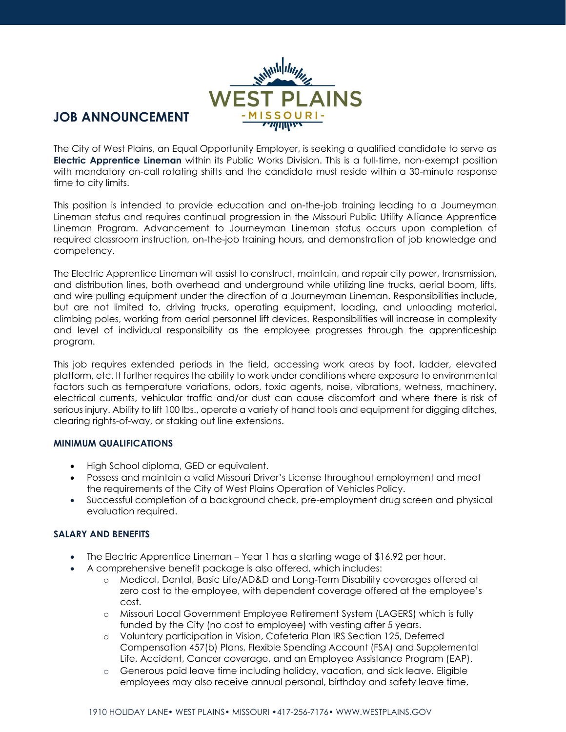# JOB ANNOUNCEMENT

The City of West Plains, an Equal Opportunity Employer, is seeking a qualified candidate to serve as **Electric Apprentice Lineman** within its Public Works Division. This is a full-time, non-exempt position with mandatory on-call rotating shifts and the candidate must reside within a 30-minute response time to city limits.

This position is intended to provide education and on-the-job training leading to a Journeyman Lineman status and requires continual progression in the Missouri Public Utility Alliance Apprentice Lineman Program. Advancement to Journeyman Lineman status occurs upon completion of required classroom instruction, on-the-job training hours, and demonstration of job knowledge and competency.

The Electric Apprentice Lineman will assist to construct, maintain, and repair city power, transmission, and distribution lines, both overhead and underground while utilizing line trucks, aerial boom, lifts, and wire pulling equipment under the direction of a Journeyman Lineman. Responsibilities include, but are not limited to, driving trucks, operating equipment, loading, and unloading material, climbing poles, working from aerial personnel lift devices. Responsibilities will increase in complexity and level of individual responsibility as the employee progresses through the apprenticeship program.

This job requires extended periods in the field, accessing work areas by foot, ladder, elevated platform, etc. It further requires the ability to work under conditions where exposure to environmental factors such as temperature variations, odors, toxic agents, noise, vibrations, wetness, machinery, electrical currents, vehicular traffic and/or dust can cause discomfort and where there is risk of serious injury. Ability to lift 100 lbs., operate a variety of hand tools and equipment for digging ditches, clearing rights-of-way, or staking out line extensions.

### MINIMUM QUALIFICATIONS

- High School diploma, GED or equivalent.
- Possess and maintain a valid Missouri Driver's License throughout employment and meet the requirements of the City of West Plains Operation of Vehicles Policy.
- Successful completion of a background check, pre-employment drug screen and physical evaluation required.

### SALARY AND BENEFITS

- The Electric Apprentice Lineman – Year 1 has a starting wage of $16.92 per hour.
- A comprehensive benefit package is also offered, which includes:
  - Medical, Dental, Basic Life/AD&D and Long-Term Disability coverages offered at zero cost to the employee, with dependent coverage offered at the employee's cost.
  - Missouri Local Government Employee Retirement System (LAGERS) which is fully funded by the City (no cost to employee) with vesting after 5 years.
  - Voluntary participation in Vision, Cafeteria Plan IRS Section 125, Deferred Compensation 457(b) Plans, Flexible Spending Account (FSA) and Supplemental Life, Accident, Cancer coverage, and an Employee Assistance Program (EAP).
  - Generous paid leave time including holiday, vacation, and sick leave. Eligible employees may also receive annual personal, birthday and safety leave time.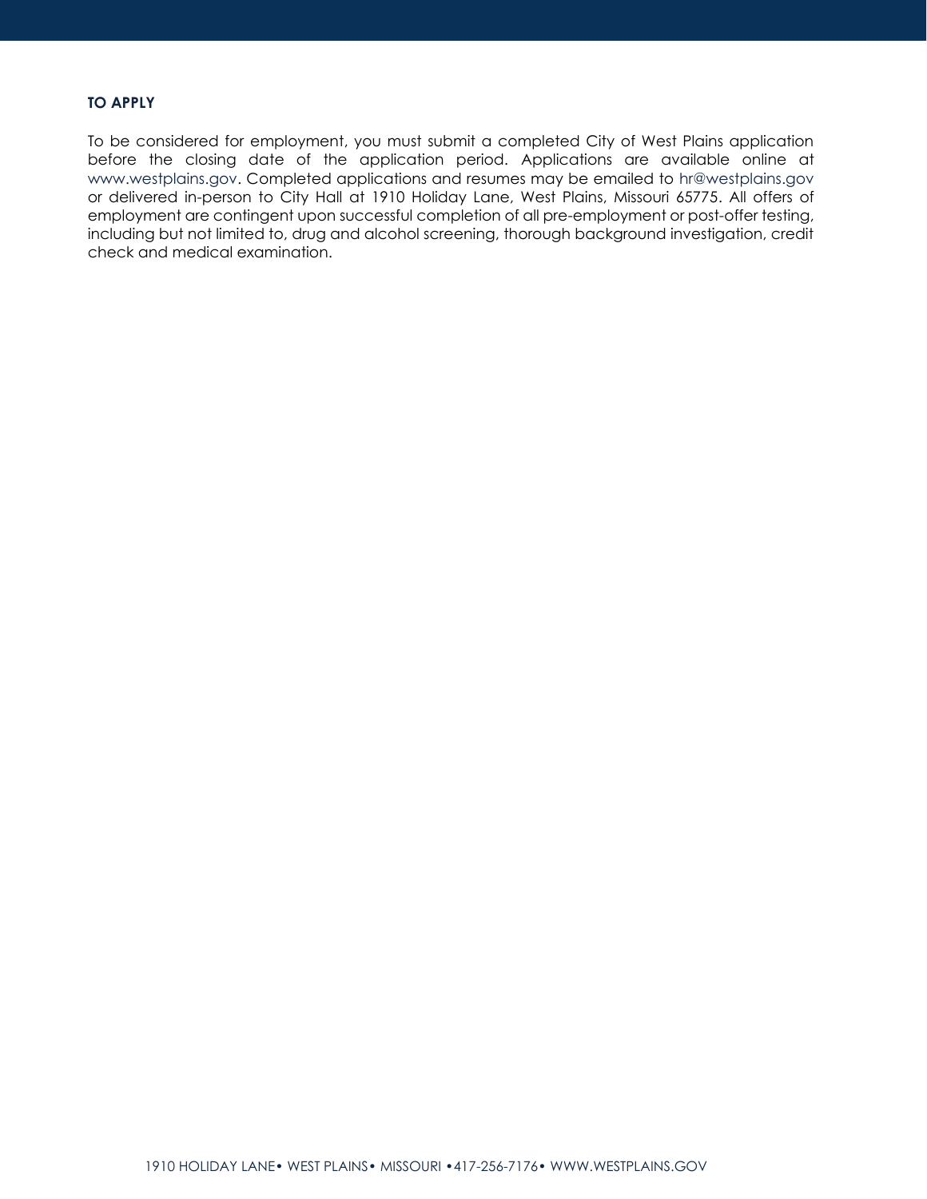**TO APPLY**

To be considered for employment, you must submit a completed City of West Plains application before the closing date of the application period. Applications are available online at www.westplains.gov. Completed applications and resumes may be emailed to hr@westplains.gov or delivered in-person to City Hall at 1910 Holiday Lane, West Plains, Missouri 65775. All offers of employment are contingent upon successful completion of all pre-employment or post-offer testing, including but not limited to, drug and alcohol screening, thorough background investigation, credit check and medical examination.